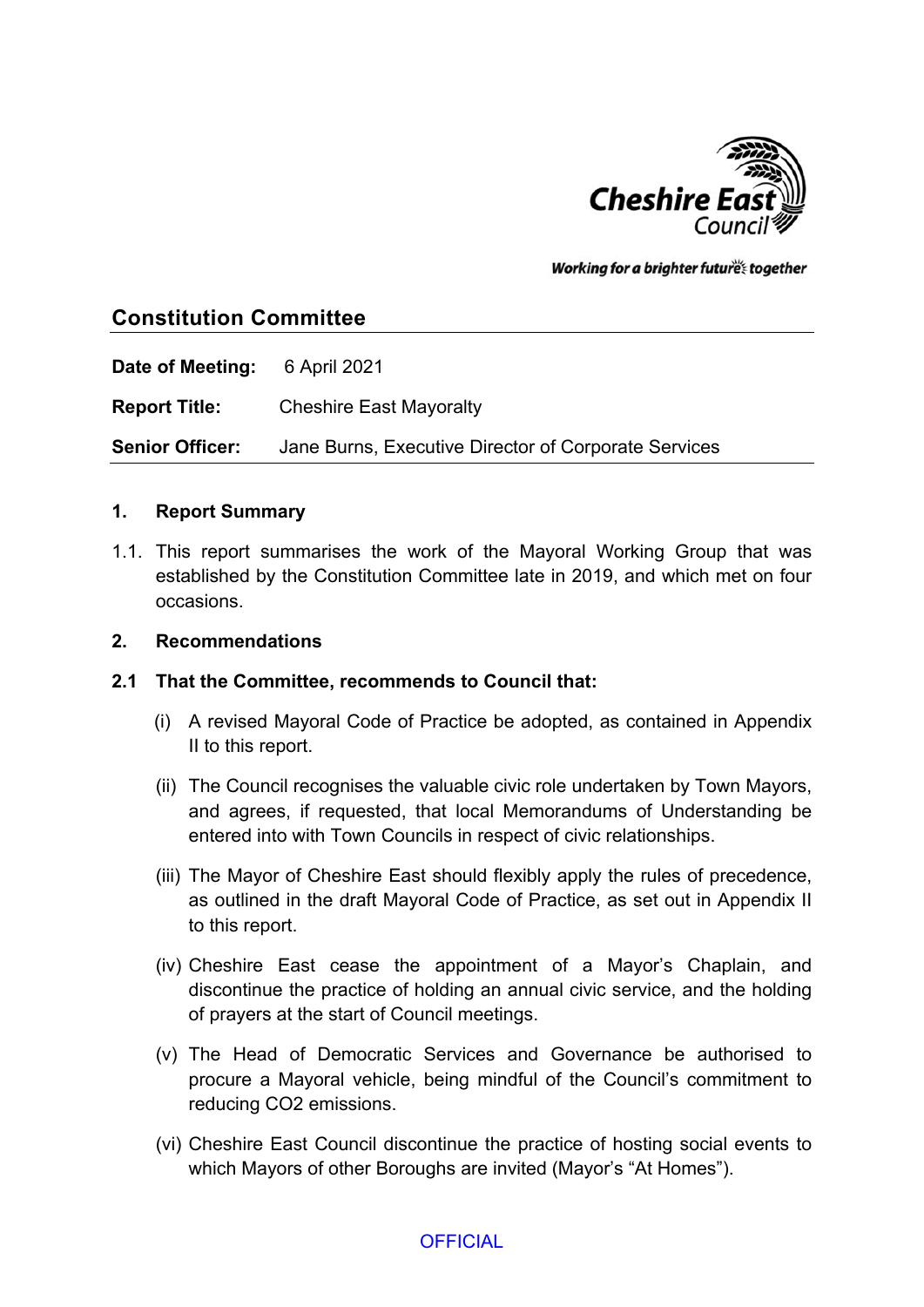## Constitution Committee

**Date of Meeting:** 6 April 2021

**Report Title:** Cheshire East Mayoralty

**Senior Officer:** Jane Burns, Executive Director of Corporate Services

### 1. Report Summary

1.1. This report summarises the work of the Mayoral Working Group that was established by the Constitution Committee late in 2019, and which met on four occasions.

### 2. Recommendations

**2.1 That the Committee, recommends to Council that:**

(i) A revised Mayoral Code of Practice be adopted, as contained in Appendix II to this report.

(ii) The Council recognises the valuable civic role undertaken by Town Mayors, and agrees, if requested, that local Memorandums of Understanding be entered into with Town Councils in respect of civic relationships.

(iii) The Mayor of Cheshire East should flexibly apply the rules of precedence, as outlined in the draft Mayoral Code of Practice, as set out in Appendix II to this report.

(iv) Cheshire East cease the appointment of a Mayor's Chaplain, and discontinue the practice of holding an annual civic service, and the holding of prayers at the start of Council meetings.

(v) The Head of Democratic Services and Governance be authorised to procure a Mayoral vehicle, being mindful of the Council's commitment to reducing $CO_2$ emissions.

(vi) Cheshire East Council discontinue the practice of hosting social events to which Mayors of other Boroughs are invited (Mayor's "At Homes").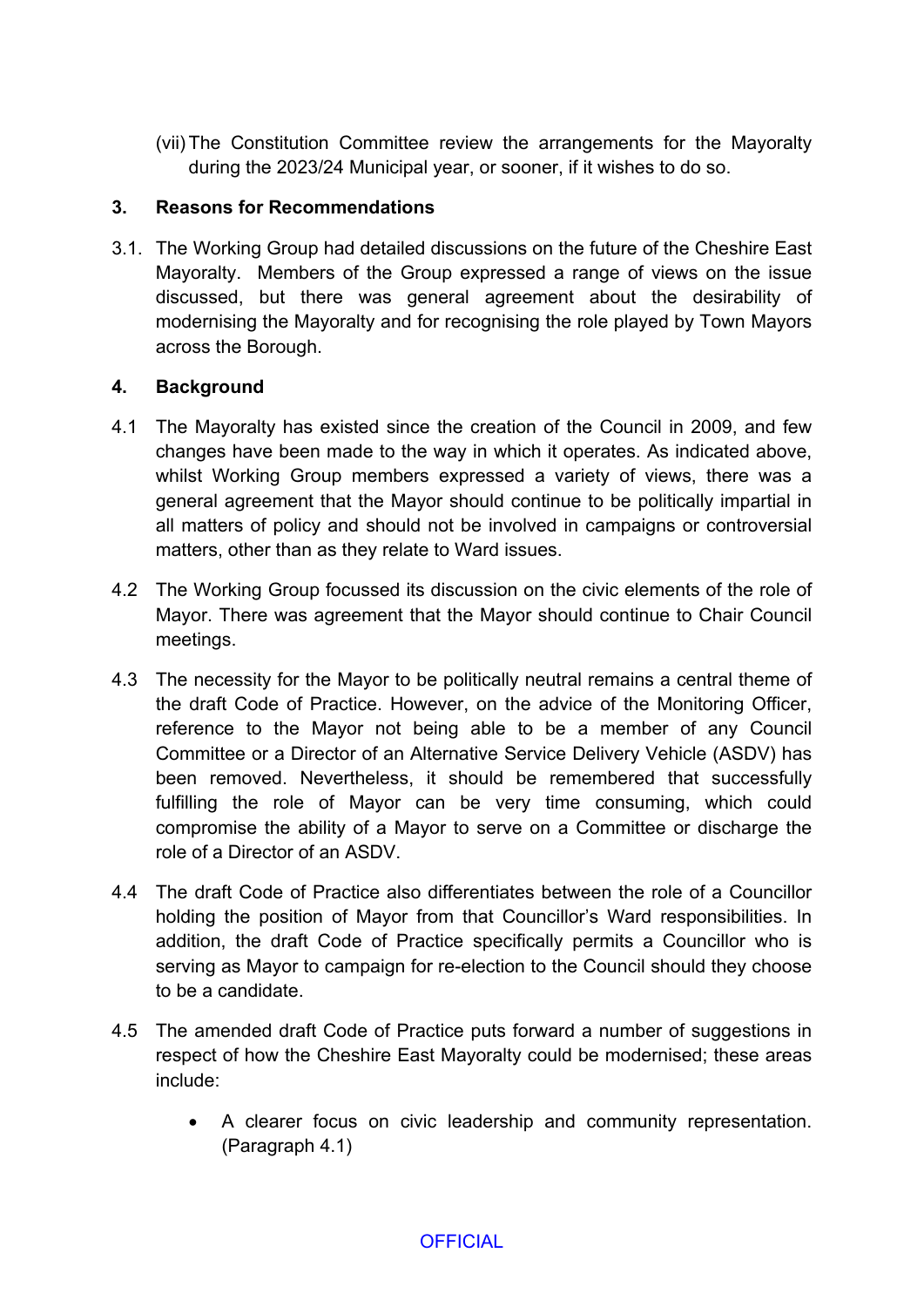(vii) The Constitution Committee review the arrangements for the Mayoralty during the 2023/24 Municipal year, or sooner, if it wishes to do so.

## 3. Reasons for Recommendations

3.1. The Working Group had detailed discussions on the future of the Cheshire East Mayoralty. Members of the Group expressed a range of views on the issue discussed, but there was general agreement about the desirability of modernising the Mayoralty and for recognising the role played by Town Mayors across the Borough.

## 4. Background

4.1 The Mayoralty has existed since the creation of the Council in 2009, and few changes have been made to the way in which it operates. As indicated above, whilst Working Group members expressed a variety of views, there was a general agreement that the Mayor should continue to be politically impartial in all matters of policy and should not be involved in campaigns or controversial matters, other than as they relate to Ward issues.

4.2 The Working Group focussed its discussion on the civic elements of the role of Mayor. There was agreement that the Mayor should continue to Chair Council meetings.

4.3 The necessity for the Mayor to be politically neutral remains a central theme of the draft Code of Practice. However, on the advice of the Monitoring Officer, reference to the Mayor not being able to be a member of any Council Committee or a Director of an Alternative Service Delivery Vehicle (ASDV) has been removed. Nevertheless, it should be remembered that successfully fulfilling the role of Mayor can be very time consuming, which could compromise the ability of a Mayor to serve on a Committee or discharge the role of a Director of an ASDV.

4.4 The draft Code of Practice also differentiates between the role of a Councillor holding the position of Mayor from that Councillor's Ward responsibilities. In addition, the draft Code of Practice specifically permits a Councillor who is serving as Mayor to campaign for re-election to the Council should they choose to be a candidate.

4.5 The amended draft Code of Practice puts forward a number of suggestions in respect of how the Cheshire East Mayoralty could be modernised; these areas include:

- A clearer focus on civic leadership and community representation. (Paragraph 4.1)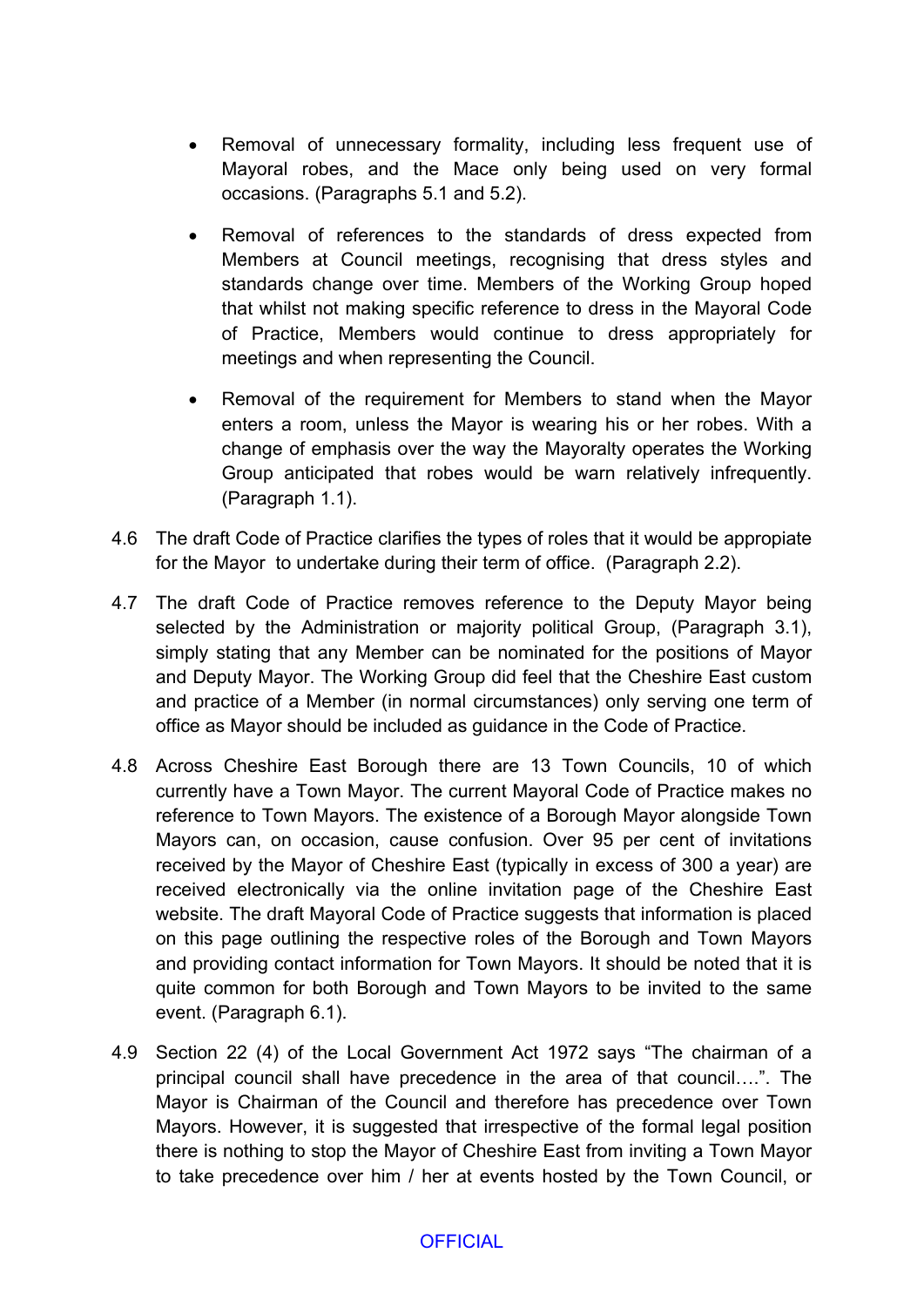- Removal of unnecessary formality, including less frequent use of Mayoral robes, and the Mace only being used on very formal occasions. (Paragraphs 5.1 and 5.2).

- Removal of references to the standards of dress expected from Members at Council meetings, recognising that dress styles and standards change over time. Members of the Working Group hoped that whilst not making specific reference to dress in the Mayoral Code of Practice, Members would continue to dress appropriately for meetings and when representing the Council.

- Removal of the requirement for Members to stand when the Mayor enters a room, unless the Mayor is wearing his or her robes. With a change of emphasis over the way the Mayoralty operates the Working Group anticipated that robes would be warn relatively infrequently. (Paragraph 1.1).

4.6 The draft Code of Practice clarifies the types of roles that it would be appropiate for the Mayor to undertake during their term of office. (Paragraph 2.2).

4.7 The draft Code of Practice removes reference to the Deputy Mayor being selected by the Administration or majority political Group, (Paragraph 3.1), simply stating that any Member can be nominated for the positions of Mayor and Deputy Mayor. The Working Group did feel that the Cheshire East custom and practice of a Member (in normal circumstances) only serving one term of office as Mayor should be included as guidance in the Code of Practice.

4.8 Across Cheshire East Borough there are 13 Town Councils, 10 of which currently have a Town Mayor. The current Mayoral Code of Practice makes no reference to Town Mayors. The existence of a Borough Mayor alongside Town Mayors can, on occasion, cause confusion. Over 95 per cent of invitations received by the Mayor of Cheshire East (typically in excess of 300 a year) are received electronically via the online invitation page of the Cheshire East website. The draft Mayoral Code of Practice suggests that information is placed on this page outlining the respective roles of the Borough and Town Mayors and providing contact information for Town Mayors. It should be noted that it is quite common for both Borough and Town Mayors to be invited to the same event. (Paragraph 6.1).

4.9 Section 22 (4) of the Local Government Act 1972 says "The chairman of a principal council shall have precedence in the area of that council….". The Mayor is Chairman of the Council and therefore has precedence over Town Mayors. However, it is suggested that irrespective of the formal legal position there is nothing to stop the Mayor of Cheshire East from inviting a Town Mayor to take precedence over him / her at events hosted by the Town Council, or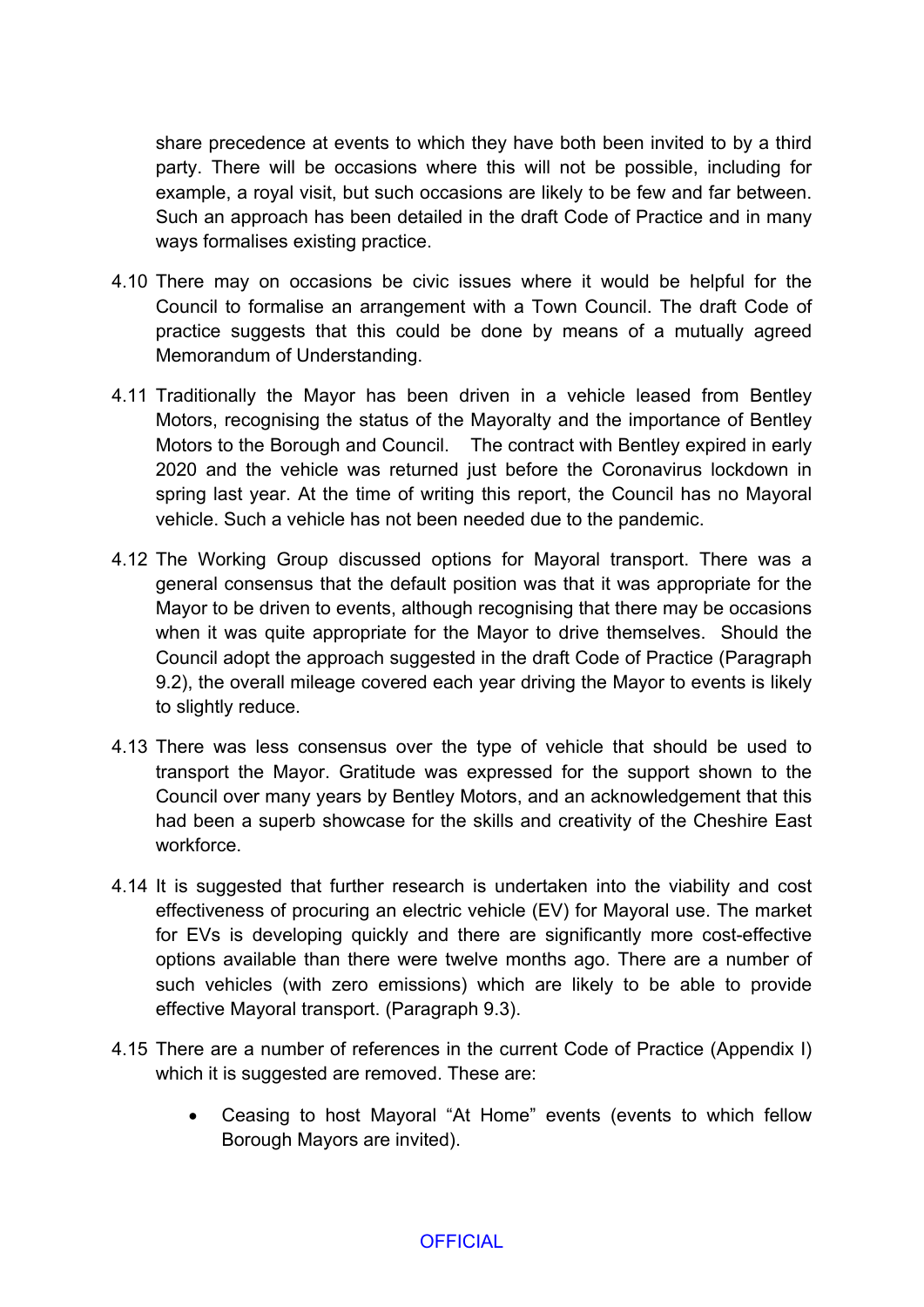share precedence at events to which they have both been invited to by a third party. There will be occasions where this will not be possible, including for example, a royal visit, but such occasions are likely to be few and far between. Such an approach has been detailed in the draft Code of Practice and in many ways formalises existing practice.

4.10 There may on occasions be civic issues where it would be helpful for the Council to formalise an arrangement with a Town Council. The draft Code of practice suggests that this could be done by means of a mutually agreed Memorandum of Understanding.

4.11 Traditionally the Mayor has been driven in a vehicle leased from Bentley Motors, recognising the status of the Mayoralty and the importance of Bentley Motors to the Borough and Council. The contract with Bentley expired in early 2020 and the vehicle was returned just before the Coronavirus lockdown in spring last year. At the time of writing this report, the Council has no Mayoral vehicle. Such a vehicle has not been needed due to the pandemic.

4.12 The Working Group discussed options for Mayoral transport. There was a general consensus that the default position was that it was appropriate for the Mayor to be driven to events, although recognising that there may be occasions when it was quite appropriate for the Mayor to drive themselves. Should the Council adopt the approach suggested in the draft Code of Practice (Paragraph 9.2), the overall mileage covered each year driving the Mayor to events is likely to slightly reduce.

4.13 There was less consensus over the type of vehicle that should be used to transport the Mayor. Gratitude was expressed for the support shown to the Council over many years by Bentley Motors, and an acknowledgement that this had been a superb showcase for the skills and creativity of the Cheshire East workforce.

4.14 It is suggested that further research is undertaken into the viability and cost effectiveness of procuring an electric vehicle (EV) for Mayoral use. The market for EVs is developing quickly and there are significantly more cost-effective options available than there were twelve months ago. There are a number of such vehicles (with zero emissions) which are likely to be able to provide effective Mayoral transport. (Paragraph 9.3).

4.15 There are a number of references in the current Code of Practice (Appendix I) which it is suggested are removed. These are:

- Ceasing to host Mayoral "At Home" events (events to which fellow Borough Mayors are invited).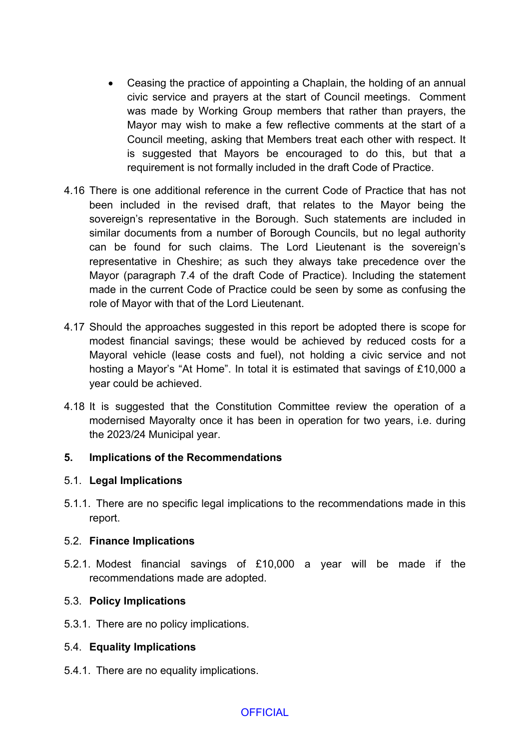- Ceasing the practice of appointing a Chaplain, the holding of an annual civic service and prayers at the start of Council meetings. Comment was made by Working Group members that rather than prayers, the Mayor may wish to make a few reflective comments at the start of a Council meeting, asking that Members treat each other with respect. It is suggested that Mayors be encouraged to do this, but that a requirement is not formally included in the draft Code of Practice.

4.16 There is one additional reference in the current Code of Practice that has not been included in the revised draft, that relates to the Mayor being the sovereign's representative in the Borough. Such statements are included in similar documents from a number of Borough Councils, but no legal authority can be found for such claims. The Lord Lieutenant is the sovereign's representative in Cheshire; as such they always take precedence over the Mayor (paragraph 7.4 of the draft Code of Practice). Including the statement made in the current Code of Practice could be seen by some as confusing the role of Mayor with that of the Lord Lieutenant.

4.17 Should the approaches suggested in this report be adopted there is scope for modest financial savings; these would be achieved by reduced costs for a Mayoral vehicle (lease costs and fuel), not holding a civic service and not hosting a Mayor's "At Home". In total it is estimated that savings of £10,000 a year could be achieved.

4.18 It is suggested that the Constitution Committee review the operation of a modernised Mayoralty once it has been in operation for two years, i.e. during the 2023/24 Municipal year.

## 5. Implications of the Recommendations

### 5.1. Legal Implications

5.1.1. There are no specific legal implications to the recommendations made in this report.

### 5.2. Finance Implications

5.2.1. Modest financial savings of £10,000 a year will be made if the recommendations made are adopted.

### 5.3. Policy Implications

5.3.1. There are no policy implications.

### 5.4. Equality Implications

5.4.1. There are no equality implications.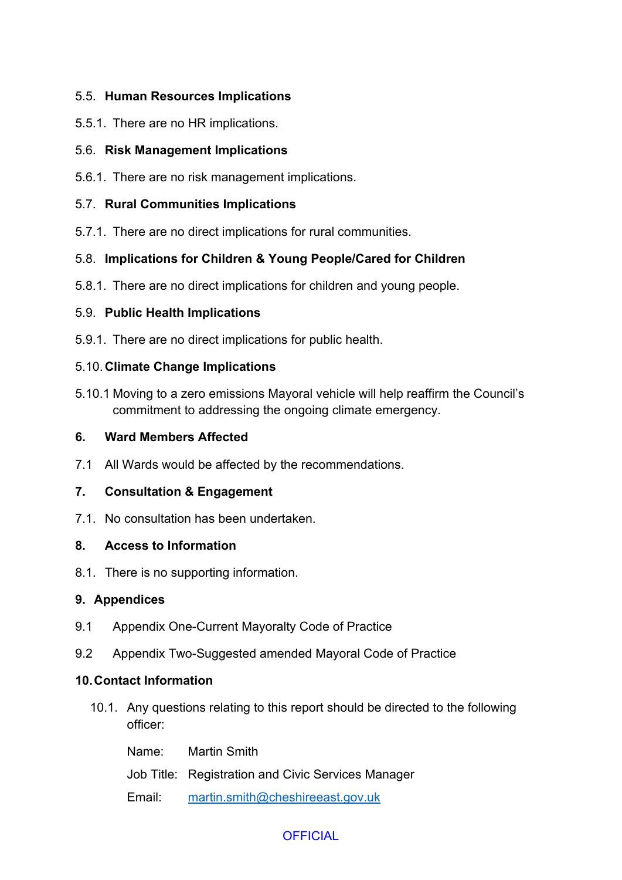### 5.5. Human Resources Implications

5.5.1. There are no HR implications.

### 5.6. Risk Management Implications

5.6.1. There are no risk management implications.

### 5.7. Rural Communities Implications

5.7.1. There are no direct implications for rural communities.

### 5.8. Implications for Children & Young People/Cared for Children

5.8.1. There are no direct implications for children and young people.

### 5.9. Public Health Implications

5.9.1. There are no direct implications for public health.

### 5.10. Climate Change Implications

5.10.1 Moving to a zero emissions Mayoral vehicle will help reaffirm the Council's commitment to addressing the ongoing climate emergency.

## 6. Ward Members Affected

7.1 All Wards would be affected by the recommendations.

## 7. Consultation & Engagement

7.1. No consultation has been undertaken.

## 8. Access to Information

8.1. There is no supporting information.

## 9. Appendices

9.1 Appendix One-Current Mayoralty Code of Practice

9.2 Appendix Two-Suggested amended Mayoral Code of Practice

## 10. Contact Information

10.1. Any questions relating to this report should be directed to the following officer:

Name: Martin Smith

Job Title: Registration and Civic Services Manager

Email: martin.smith@cheshireeast.gov.uk

OFFICIAL